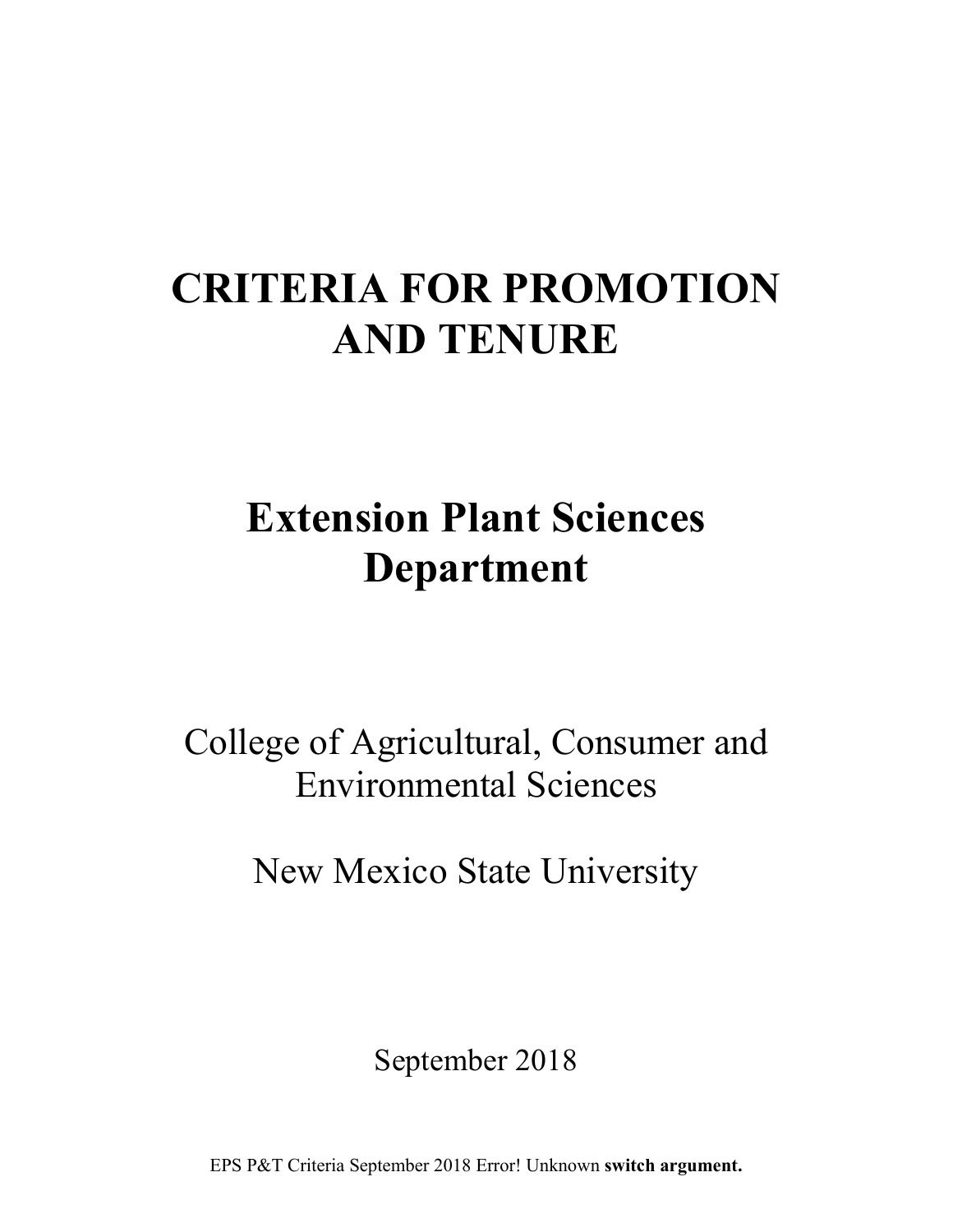# CRITERIA FOR PROMOTION AND TENURE

## Extension Plant Sciences Department

College of Agricultural, Consumer and Environmental Sciences

New Mexico State University

September 2018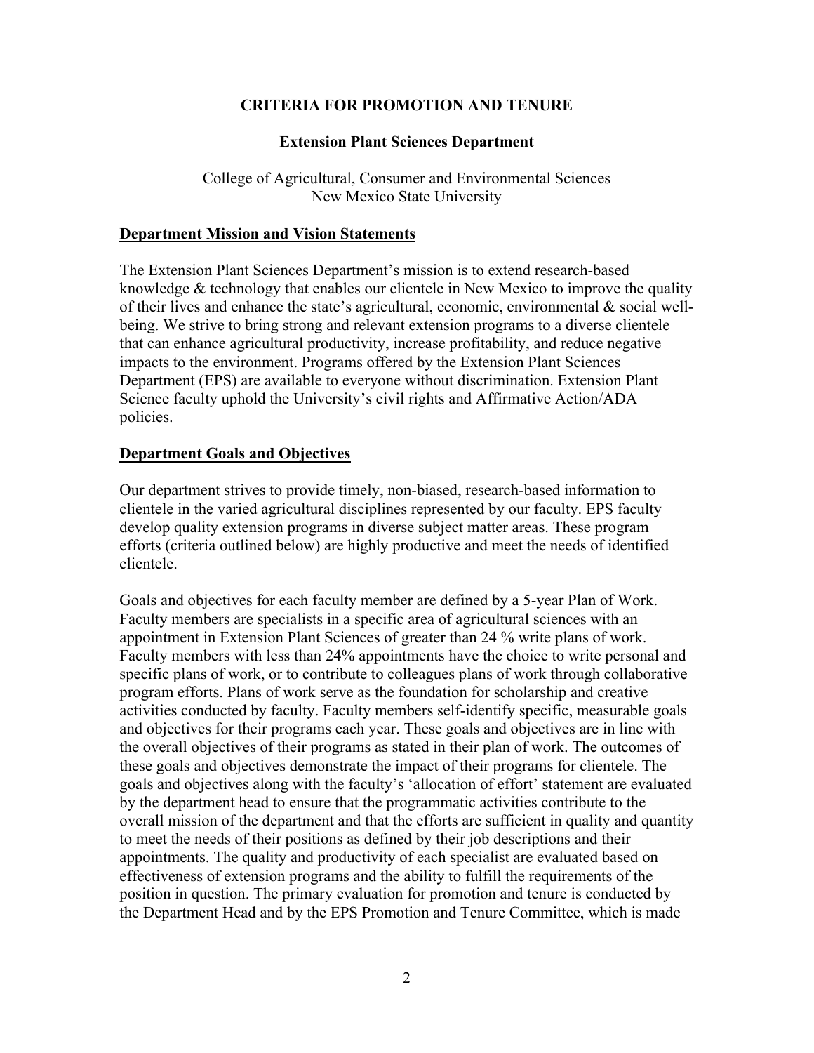**CRITERIA FOR PROMOTION AND TENURE**

**Extension Plant Sciences Department**

College of Agricultural, Consumer and Environmental Sciences
New Mexico State University

## Department Mission and Vision Statements

The Extension Plant Sciences Department's mission is to extend research-based knowledge & technology that enables our clientele in New Mexico to improve the quality of their lives and enhance the state's agricultural, economic, environmental & social well-being. We strive to bring strong and relevant extension programs to a diverse clientele that can enhance agricultural productivity, increase profitability, and reduce negative impacts to the environment. Programs offered by the Extension Plant Sciences Department (EPS) are available to everyone without discrimination. Extension Plant Science faculty uphold the University's civil rights and Affirmative Action/ADA policies.

## Department Goals and Objectives

Our department strives to provide timely, non-biased, research-based information to clientele in the varied agricultural disciplines represented by our faculty. EPS faculty develop quality extension programs in diverse subject matter areas. These program efforts (criteria outlined below) are highly productive and meet the needs of identified clientele.

Goals and objectives for each faculty member are defined by a 5-year Plan of Work. Faculty members are specialists in a specific area of agricultural sciences with an appointment in Extension Plant Sciences of greater than 24 % write plans of work. Faculty members with less than 24% appointments have the choice to write personal and specific plans of work, or to contribute to colleagues plans of work through collaborative program efforts. Plans of work serve as the foundation for scholarship and creative activities conducted by faculty. Faculty members self-identify specific, measurable goals and objectives for their programs each year. These goals and objectives are in line with the overall objectives of their programs as stated in their plan of work. The outcomes of these goals and objectives demonstrate the impact of their programs for clientele. The goals and objectives along with the faculty's 'allocation of effort' statement are evaluated by the department head to ensure that the programmatic activities contribute to the overall mission of the department and that the efforts are sufficient in quality and quantity to meet the needs of their positions as defined by their job descriptions and their appointments. The quality and productivity of each specialist are evaluated based on effectiveness of extension programs and the ability to fulfill the requirements of the position in question. The primary evaluation for promotion and tenure is conducted by the Department Head and by the EPS Promotion and Tenure Committee, which is made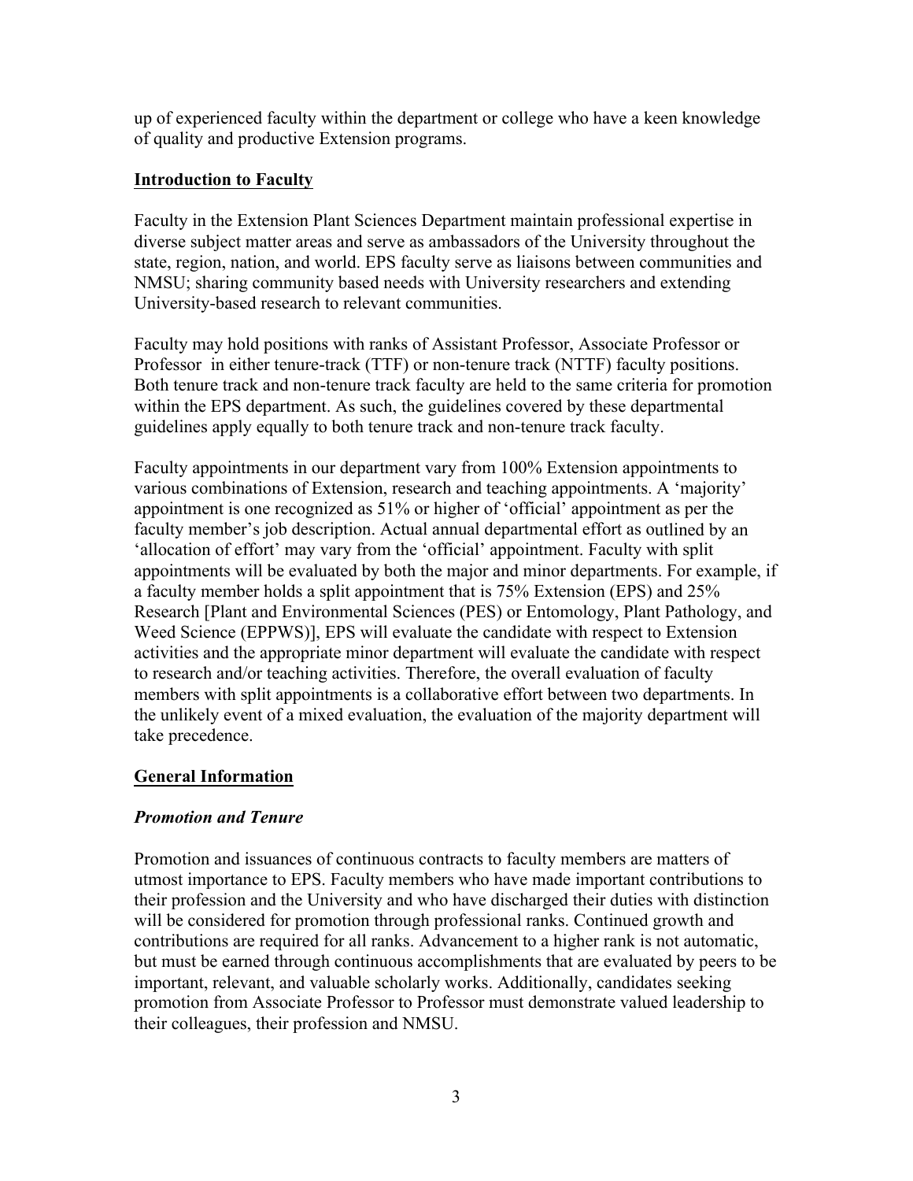up of experienced faculty within the department or college who have a keen knowledge of quality and productive Extension programs.

## Introduction to Faculty

Faculty in the Extension Plant Sciences Department maintain professional expertise in diverse subject matter areas and serve as ambassadors of the University throughout the state, region, nation, and world. EPS faculty serve as liaisons between communities and NMSU; sharing community based needs with University researchers and extending University-based research to relevant communities.

Faculty may hold positions with ranks of Assistant Professor, Associate Professor or Professor in either tenure-track (TTF) or non-tenure track (NTTF) faculty positions. Both tenure track and non-tenure track faculty are held to the same criteria for promotion within the EPS department. As such, the guidelines covered by these departmental guidelines apply equally to both tenure track and non-tenure track faculty.

Faculty appointments in our department vary from 100% Extension appointments to various combinations of Extension, research and teaching appointments. A 'majority' appointment is one recognized as 51% or higher of 'official' appointment as per the faculty member's job description. Actual annual departmental effort as outlined by an 'allocation of effort' may vary from the 'official' appointment. Faculty with split appointments will be evaluated by both the major and minor departments. For example, if a faculty member holds a split appointment that is 75% Extension (EPS) and 25% Research [Plant and Environmental Sciences (PES) or Entomology, Plant Pathology, and Weed Science (EPPWS)], EPS will evaluate the candidate with respect to Extension activities and the appropriate minor department will evaluate the candidate with respect to research and/or teaching activities. Therefore, the overall evaluation of faculty members with split appointments is a collaborative effort between two departments. In the unlikely event of a mixed evaluation, the evaluation of the majority department will take precedence.

## General Information

### *Promotion and Tenure*

Promotion and issuances of continuous contracts to faculty members are matters of utmost importance to EPS. Faculty members who have made important contributions to their profession and the University and who have discharged their duties with distinction will be considered for promotion through professional ranks. Continued growth and contributions are required for all ranks. Advancement to a higher rank is not automatic, but must be earned through continuous accomplishments that are evaluated by peers to be important, relevant, and valuable scholarly works. Additionally, candidates seeking promotion from Associate Professor to Professor must demonstrate valued leadership to their colleagues, their profession and NMSU.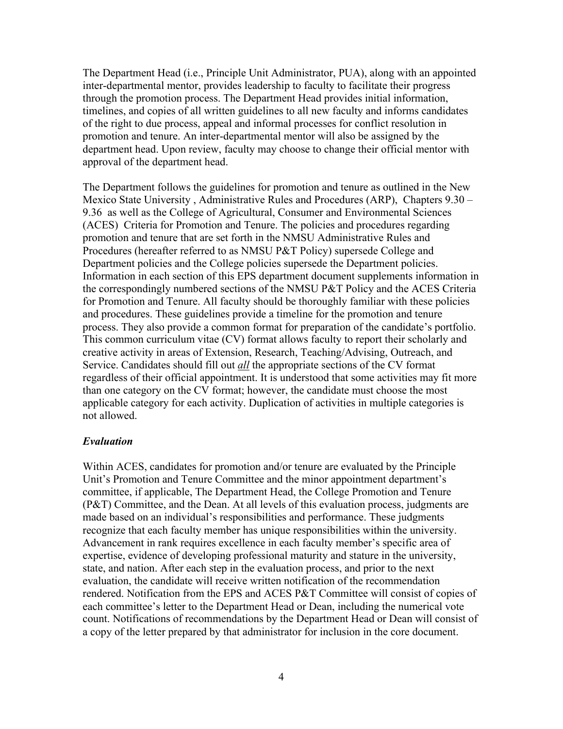The Department Head (i.e., Principle Unit Administrator, PUA), along with an appointed inter-departmental mentor, provides leadership to faculty to facilitate their progress through the promotion process. The Department Head provides initial information, timelines, and copies of all written guidelines to all new faculty and informs candidates of the right to due process, appeal and informal processes for conflict resolution in promotion and tenure. An inter-departmental mentor will also be assigned by the department head. Upon review, faculty may choose to change their official mentor with approval of the department head.

The Department follows the guidelines for promotion and tenure as outlined in the New Mexico State University , Administrative Rules and Procedures (ARP), Chapters 9.30 – 9.36 as well as the College of Agricultural, Consumer and Environmental Sciences (ACES) Criteria for Promotion and Tenure. The policies and procedures regarding promotion and tenure that are set forth in the NMSU Administrative Rules and Procedures (hereafter referred to as NMSU P&T Policy) supersede College and Department policies and the College policies supersede the Department policies. Information in each section of this EPS department document supplements information in the correspondingly numbered sections of the NMSU P&T Policy and the ACES Criteria for Promotion and Tenure. All faculty should be thoroughly familiar with these policies and procedures. These guidelines provide a timeline for the promotion and tenure process. They also provide a common format for preparation of the candidate's portfolio. This common curriculum vitae (CV) format allows faculty to report their scholarly and creative activity in areas of Extension, Research, Teaching/Advising, Outreach, and Service. Candidates should fill out ***all*** the appropriate sections of the CV format regardless of their official appointment. It is understood that some activities may fit more than one category on the CV format; however, the candidate must choose the most applicable category for each activity. Duplication of activities in multiple categories is not allowed.

### *Evaluation*

Within ACES, candidates for promotion and/or tenure are evaluated by the Principle Unit's Promotion and Tenure Committee and the minor appointment department's committee, if applicable, The Department Head, the College Promotion and Tenure (P&T) Committee, and the Dean. At all levels of this evaluation process, judgments are made based on an individual's responsibilities and performance. These judgments recognize that each faculty member has unique responsibilities within the university. Advancement in rank requires excellence in each faculty member's specific area of expertise, evidence of developing professional maturity and stature in the university, state, and nation. After each step in the evaluation process, and prior to the next evaluation, the candidate will receive written notification of the recommendation rendered. Notification from the EPS and ACES P&T Committee will consist of copies of each committee's letter to the Department Head or Dean, including the numerical vote count. Notifications of recommendations by the Department Head or Dean will consist of a copy of the letter prepared by that administrator for inclusion in the core document.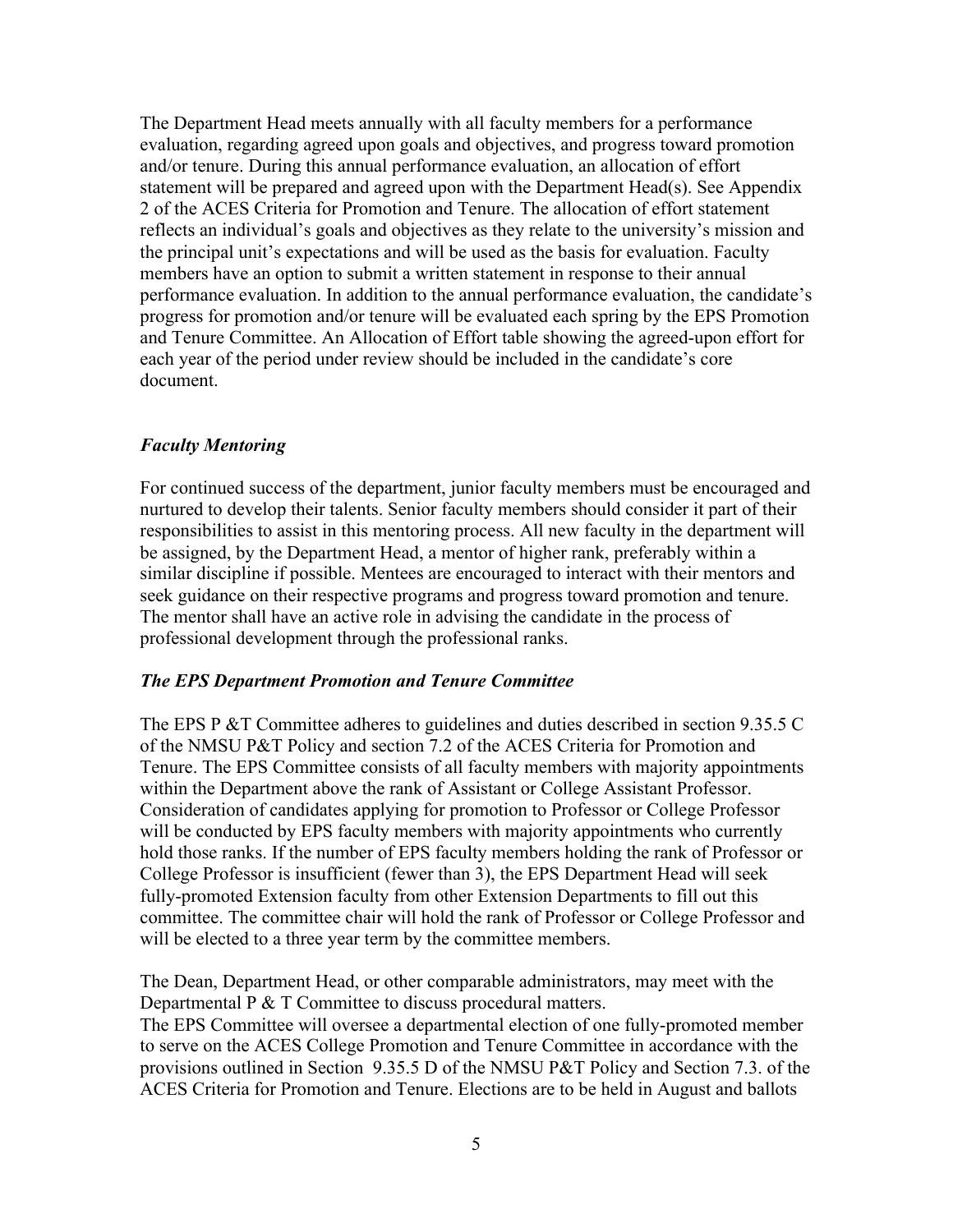The Department Head meets annually with all faculty members for a performance evaluation, regarding agreed upon goals and objectives, and progress toward promotion and/or tenure. During this annual performance evaluation, an allocation of effort statement will be prepared and agreed upon with the Department Head(s). See Appendix 2 of the ACES Criteria for Promotion and Tenure. The allocation of effort statement reflects an individual's goals and objectives as they relate to the university's mission and the principal unit's expectations and will be used as the basis for evaluation. Faculty members have an option to submit a written statement in response to their annual performance evaluation. In addition to the annual performance evaluation, the candidate's progress for promotion and/or tenure will be evaluated each spring by the EPS Promotion and Tenure Committee. An Allocation of Effort table showing the agreed-upon effort for each year of the period under review should be included in the candidate's core document.

### *Faculty Mentoring*

For continued success of the department, junior faculty members must be encouraged and nurtured to develop their talents. Senior faculty members should consider it part of their responsibilities to assist in this mentoring process. All new faculty in the department will be assigned, by the Department Head, a mentor of higher rank, preferably within a similar discipline if possible. Mentees are encouraged to interact with their mentors and seek guidance on their respective programs and progress toward promotion and tenure. The mentor shall have an active role in advising the candidate in the process of professional development through the professional ranks.

### *The EPS Department Promotion and Tenure Committee*

The EPS P &T Committee adheres to guidelines and duties described in section 9.35.5 C of the NMSU P&T Policy and section 7.2 of the ACES Criteria for Promotion and Tenure. The EPS Committee consists of all faculty members with majority appointments within the Department above the rank of Assistant or College Assistant Professor. Consideration of candidates applying for promotion to Professor or College Professor will be conducted by EPS faculty members with majority appointments who currently hold those ranks. If the number of EPS faculty members holding the rank of Professor or College Professor is insufficient (fewer than 3), the EPS Department Head will seek fully-promoted Extension faculty from other Extension Departments to fill out this committee. The committee chair will hold the rank of Professor or College Professor and will be elected to a three year term by the committee members.

The Dean, Department Head, or other comparable administrators, may meet with the Departmental P & T Committee to discuss procedural matters.
The EPS Committee will oversee a departmental election of one fully-promoted member to serve on the ACES College Promotion and Tenure Committee in accordance with the provisions outlined in Section 9.35.5 D of the NMSU P&T Policy and Section 7.3. of the ACES Criteria for Promotion and Tenure. Elections are to be held in August and ballots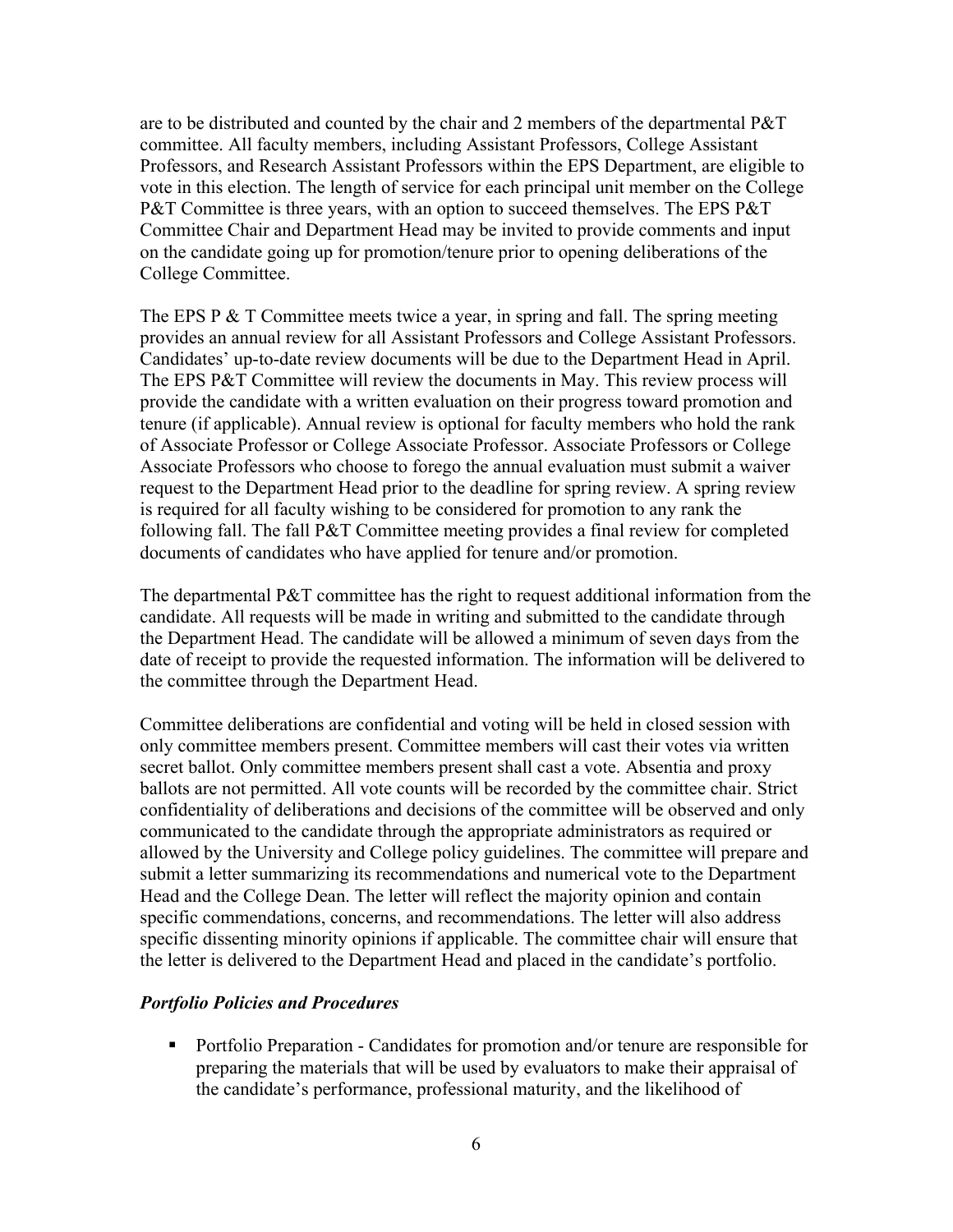are to be distributed and counted by the chair and 2 members of the departmental P&T committee. All faculty members, including Assistant Professors, College Assistant Professors, and Research Assistant Professors within the EPS Department, are eligible to vote in this election. The length of service for each principal unit member on the College P&T Committee is three years, with an option to succeed themselves. The EPS P&T Committee Chair and Department Head may be invited to provide comments and input on the candidate going up for promotion/tenure prior to opening deliberations of the College Committee.

The EPS P & T Committee meets twice a year, in spring and fall. The spring meeting provides an annual review for all Assistant Professors and College Assistant Professors. Candidates' up-to-date review documents will be due to the Department Head in April. The EPS P&T Committee will review the documents in May. This review process will provide the candidate with a written evaluation on their progress toward promotion and tenure (if applicable). Annual review is optional for faculty members who hold the rank of Associate Professor or College Associate Professor. Associate Professors or College Associate Professors who choose to forego the annual evaluation must submit a waiver request to the Department Head prior to the deadline for spring review. A spring review is required for all faculty wishing to be considered for promotion to any rank the following fall. The fall P&T Committee meeting provides a final review for completed documents of candidates who have applied for tenure and/or promotion.

The departmental P&T committee has the right to request additional information from the candidate. All requests will be made in writing and submitted to the candidate through the Department Head. The candidate will be allowed a minimum of seven days from the date of receipt to provide the requested information. The information will be delivered to the committee through the Department Head.

Committee deliberations are confidential and voting will be held in closed session with only committee members present. Committee members will cast their votes via written secret ballot. Only committee members present shall cast a vote. Absentia and proxy ballots are not permitted. All vote counts will be recorded by the committee chair. Strict confidentiality of deliberations and decisions of the committee will be observed and only communicated to the candidate through the appropriate administrators as required or allowed by the University and College policy guidelines. The committee will prepare and submit a letter summarizing its recommendations and numerical vote to the Department Head and the College Dean. The letter will reflect the majority opinion and contain specific commendations, concerns, and recommendations. The letter will also address specific dissenting minority opinions if applicable. The committee chair will ensure that the letter is delivered to the Department Head and placed in the candidate's portfolio.

***Portfolio Policies and Procedures***

- Portfolio Preparation - Candidates for promotion and/or tenure are responsible for preparing the materials that will be used by evaluators to make their appraisal of the candidate's performance, professional maturity, and the likelihood of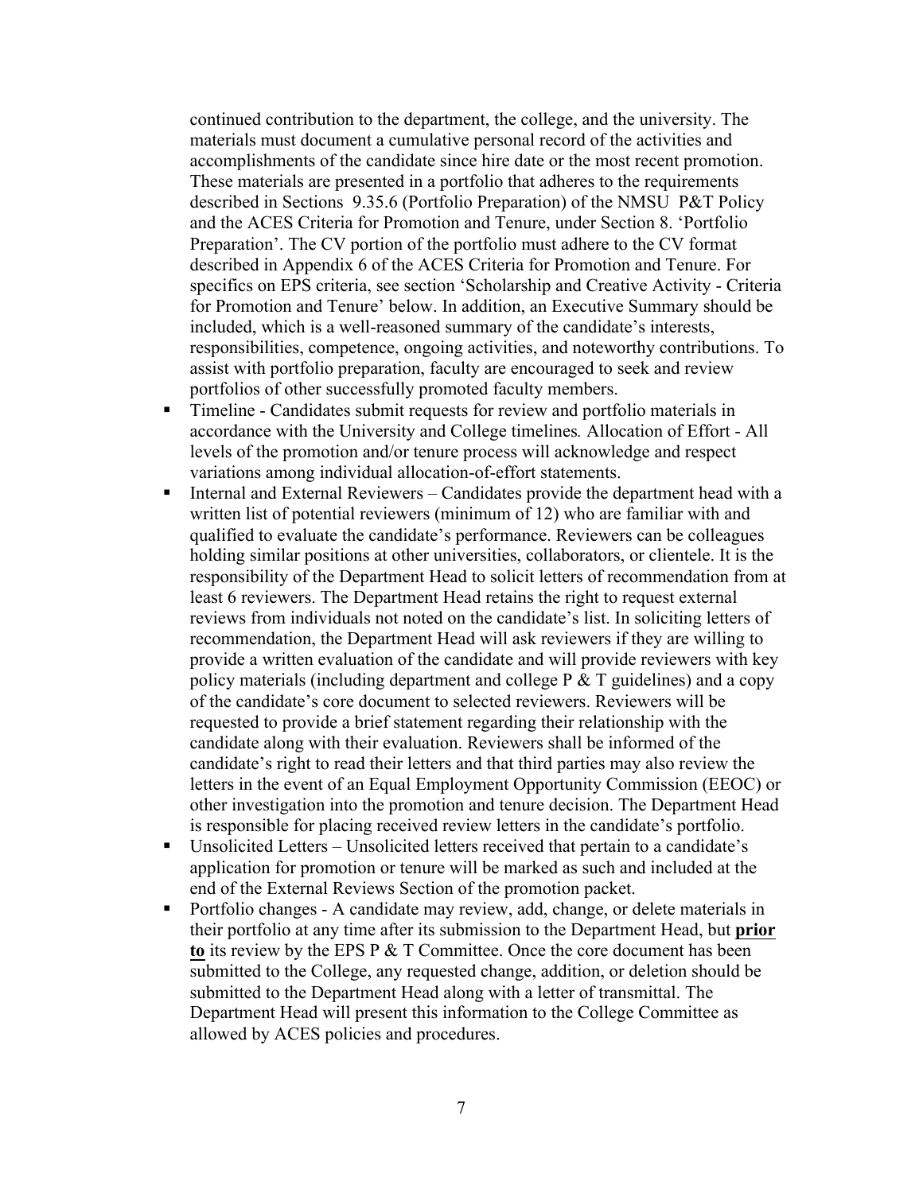continued contribution to the department, the college, and the university. The materials must document a cumulative personal record of the activities and accomplishments of the candidate since hire date or the most recent promotion. These materials are presented in a portfolio that adheres to the requirements described in Sections 9.35.6 (Portfolio Preparation) of the NMSU P&T Policy and the ACES Criteria for Promotion and Tenure, under Section 8. 'Portfolio Preparation'. The CV portion of the portfolio must adhere to the CV format described in Appendix 6 of the ACES Criteria for Promotion and Tenure. For specifics on EPS criteria, see section 'Scholarship and Creative Activity - Criteria for Promotion and Tenure' below. In addition, an Executive Summary should be included, which is a well-reasoned summary of the candidate's interests, responsibilities, competence, ongoing activities, and noteworthy contributions. To assist with portfolio preparation, faculty are encouraged to seek and review portfolios of other successfully promoted faculty members.

- Timeline - Candidates submit requests for review and portfolio materials in accordance with the University and College timelines*.* Allocation of Effort - All levels of the promotion and/or tenure process will acknowledge and respect variations among individual allocation-of-effort statements.
- Internal and External Reviewers – Candidates provide the department head with a written list of potential reviewers (minimum of 12) who are familiar with and qualified to evaluate the candidate's performance. Reviewers can be colleagues holding similar positions at other universities, collaborators, or clientele. It is the responsibility of the Department Head to solicit letters of recommendation from at least 6 reviewers. The Department Head retains the right to request external reviews from individuals not noted on the candidate's list. In soliciting letters of recommendation, the Department Head will ask reviewers if they are willing to provide a written evaluation of the candidate and will provide reviewers with key policy materials (including department and college P & T guidelines) and a copy of the candidate's core document to selected reviewers. Reviewers will be requested to provide a brief statement regarding their relationship with the candidate along with their evaluation. Reviewers shall be informed of the candidate's right to read their letters and that third parties may also review the letters in the event of an Equal Employment Opportunity Commission (EEOC) or other investigation into the promotion and tenure decision. The Department Head is responsible for placing received review letters in the candidate's portfolio.
- Unsolicited Letters – Unsolicited letters received that pertain to a candidate's application for promotion or tenure will be marked as such and included at the end of the External Reviews Section of the promotion packet.
- Portfolio changes - A candidate may review, add, change, or delete materials in their portfolio at any time after its submission to the Department Head, but **prior to** its review by the EPS P & T Committee. Once the core document has been submitted to the College, any requested change, addition, or deletion should be submitted to the Department Head along with a letter of transmittal. The Department Head will present this information to the College Committee as allowed by ACES policies and procedures.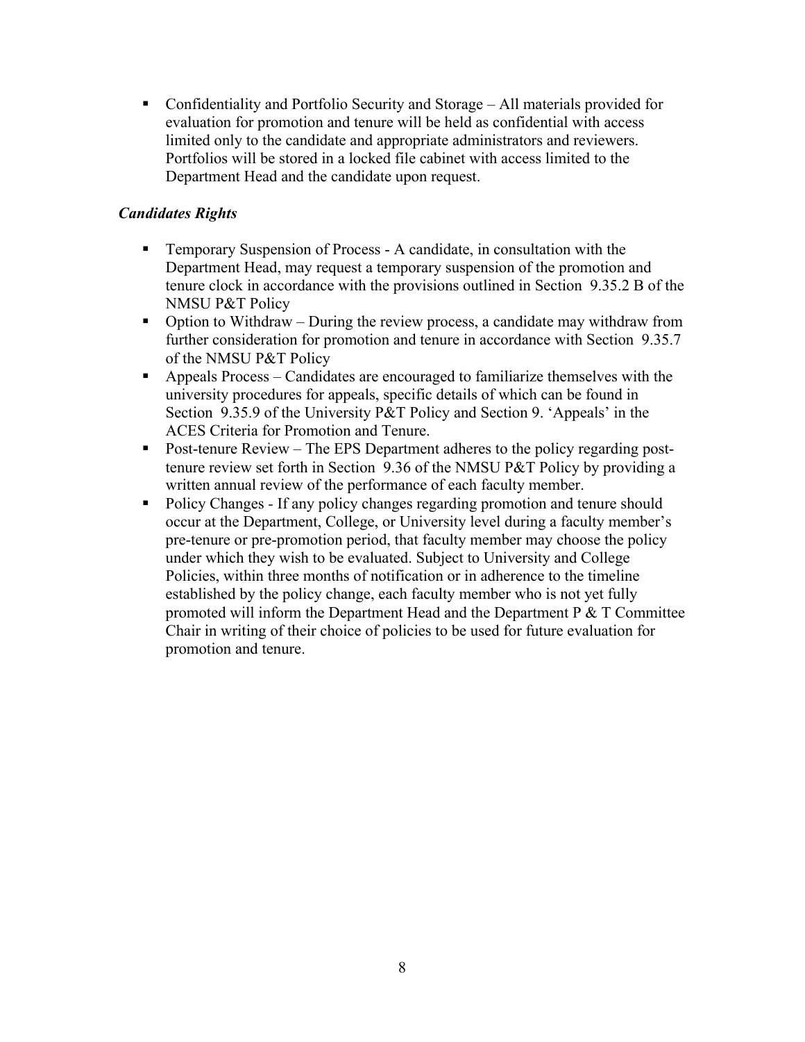- Confidentiality and Portfolio Security and Storage – All materials provided for evaluation for promotion and tenure will be held as confidential with access limited only to the candidate and appropriate administrators and reviewers. Portfolios will be stored in a locked file cabinet with access limited to the Department Head and the candidate upon request.

### *Candidates Rights*

- Temporary Suspension of Process - A candidate, in consultation with the Department Head, may request a temporary suspension of the promotion and tenure clock in accordance with the provisions outlined in Section 9.35.2 B of the NMSU P&T Policy
- Option to Withdraw – During the review process, a candidate may withdraw from further consideration for promotion and tenure in accordance with Section 9.35.7 of the NMSU P&T Policy
- Appeals Process – Candidates are encouraged to familiarize themselves with the university procedures for appeals, specific details of which can be found in Section 9.35.9 of the University P&T Policy and Section 9. 'Appeals' in the ACES Criteria for Promotion and Tenure.
- Post-tenure Review – The EPS Department adheres to the policy regarding post-tenure review set forth in Section 9.36 of the NMSU P&T Policy by providing a written annual review of the performance of each faculty member.
- Policy Changes - If any policy changes regarding promotion and tenure should occur at the Department, College, or University level during a faculty member's pre-tenure or pre-promotion period, that faculty member may choose the policy under which they wish to be evaluated. Subject to University and College Policies, within three months of notification or in adherence to the timeline established by the policy change, each faculty member who is not yet fully promoted will inform the Department Head and the Department P & T Committee Chair in writing of their choice of policies to be used for future evaluation for promotion and tenure.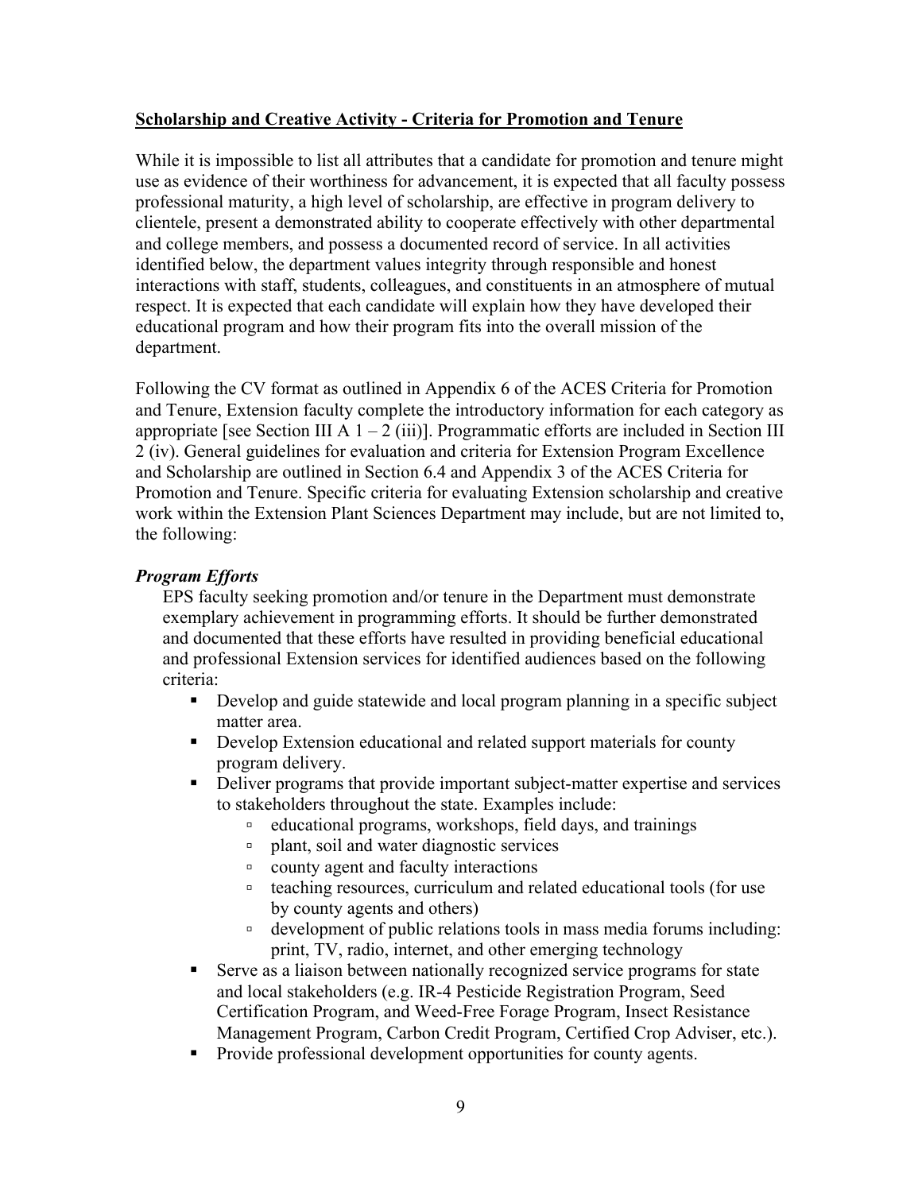## Scholarship and Creative Activity - Criteria for Promotion and Tenure

While it is impossible to list all attributes that a candidate for promotion and tenure might use as evidence of their worthiness for advancement, it is expected that all faculty possess professional maturity, a high level of scholarship, are effective in program delivery to clientele, present a demonstrated ability to cooperate effectively with other departmental and college members, and possess a documented record of service. In all activities identified below, the department values integrity through responsible and honest interactions with staff, students, colleagues, and constituents in an atmosphere of mutual respect. It is expected that each candidate will explain how they have developed their educational program and how their program fits into the overall mission of the department.

Following the CV format as outlined in Appendix 6 of the ACES Criteria for Promotion and Tenure, Extension faculty complete the introductory information for each category as appropriate [see Section III A 1 – 2 (iii)]. Programmatic efforts are included in Section III 2 (iv). General guidelines for evaluation and criteria for Extension Program Excellence and Scholarship are outlined in Section 6.4 and Appendix 3 of the ACES Criteria for Promotion and Tenure. Specific criteria for evaluating Extension scholarship and creative work within the Extension Plant Sciences Department may include, but are not limited to, the following:

### *Program Efforts*

EPS faculty seeking promotion and/or tenure in the Department must demonstrate exemplary achievement in programming efforts. It should be further demonstrated and documented that these efforts have resulted in providing beneficial educational and professional Extension services for identified audiences based on the following criteria:

- Develop and guide statewide and local program planning in a specific subject matter area.
- Develop Extension educational and related support materials for county program delivery.
- Deliver programs that provide important subject-matter expertise and services to stakeholders throughout the state. Examples include:
    - educational programs, workshops, field days, and trainings
    - plant, soil and water diagnostic services
    - county agent and faculty interactions
    - teaching resources, curriculum and related educational tools (for use by county agents and others)
    - development of public relations tools in mass media forums including: print, TV, radio, internet, and other emerging technology
- Serve as a liaison between nationally recognized service programs for state and local stakeholders (e.g. IR-4 Pesticide Registration Program, Seed Certification Program, and Weed-Free Forage Program, Insect Resistance Management Program, Carbon Credit Program, Certified Crop Adviser, etc.).
- Provide professional development opportunities for county agents.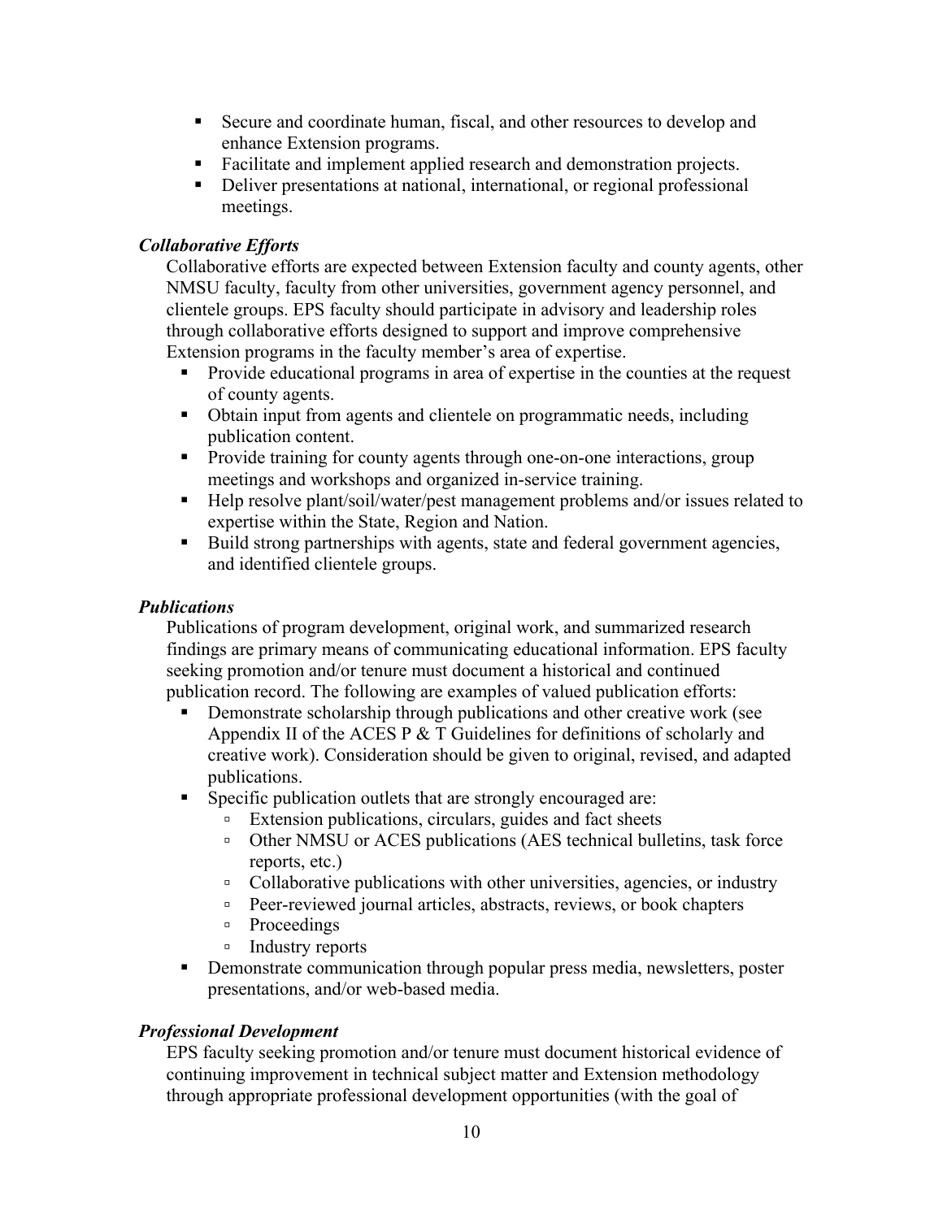- Secure and coordinate human, fiscal, and other resources to develop and enhance Extension programs.
- Facilitate and implement applied research and demonstration projects.
- Deliver presentations at national, international, or regional professional meetings.

***Collaborative Efforts***

Collaborative efforts are expected between Extension faculty and county agents, other NMSU faculty, faculty from other universities, government agency personnel, and clientele groups. EPS faculty should participate in advisory and leadership roles through collaborative efforts designed to support and improve comprehensive Extension programs in the faculty member's area of expertise.

- Provide educational programs in area of expertise in the counties at the request of county agents.
- Obtain input from agents and clientele on programmatic needs, including publication content.
- Provide training for county agents through one-on-one interactions, group meetings and workshops and organized in-service training.
- Help resolve plant/soil/water/pest management problems and/or issues related to expertise within the State, Region and Nation.
- Build strong partnerships with agents, state and federal government agencies, and identified clientele groups.

***Publications***

Publications of program development, original work, and summarized research findings are primary means of communicating educational information. EPS faculty seeking promotion and/or tenure must document a historical and continued publication record. The following are examples of valued publication efforts:

- Demonstrate scholarship through publications and other creative work (see Appendix II of the ACES P & T Guidelines for definitions of scholarly and creative work). Consideration should be given to original, revised, and adapted publications.
- Specific publication outlets that are strongly encouraged are:
  - Extension publications, circulars, guides and fact sheets
  - Other NMSU or ACES publications (AES technical bulletins, task force reports, etc.)
  - Collaborative publications with other universities, agencies, or industry
  - Peer-reviewed journal articles, abstracts, reviews, or book chapters
  - Proceedings
  - Industry reports
- Demonstrate communication through popular press media, newsletters, poster presentations, and/or web-based media.

***Professional Development***

EPS faculty seeking promotion and/or tenure must document historical evidence of continuing improvement in technical subject matter and Extension methodology through appropriate professional development opportunities (with the goal of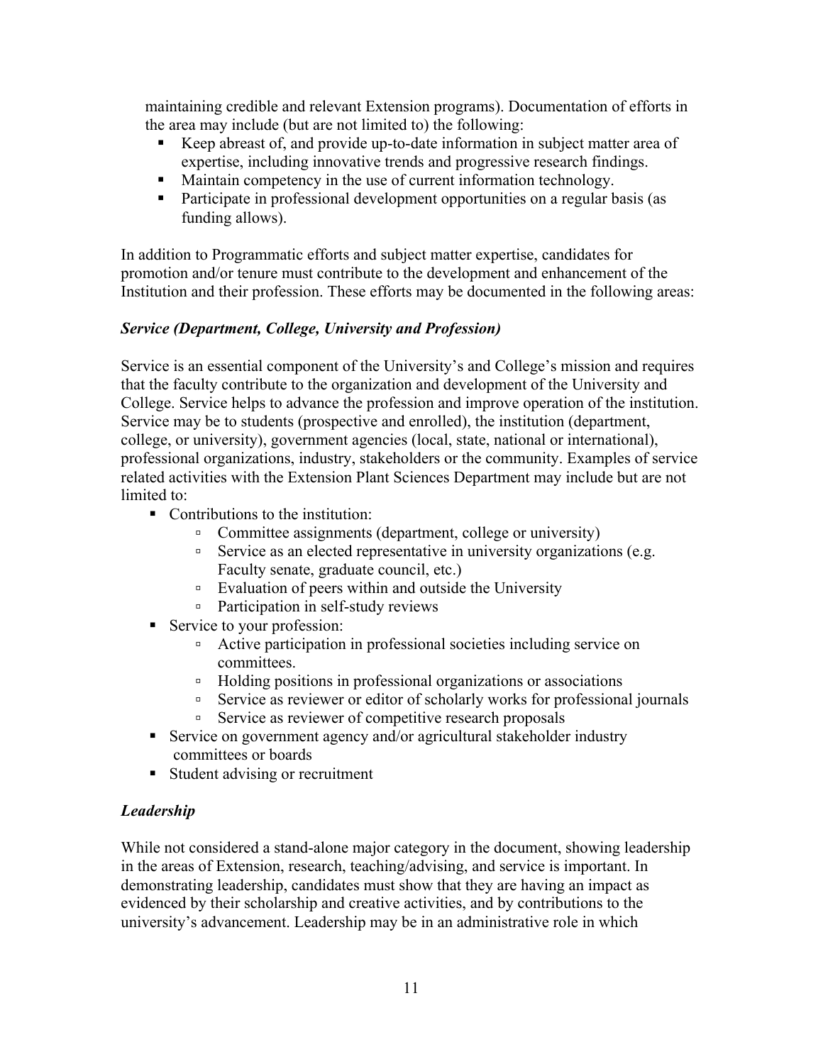maintaining credible and relevant Extension programs). Documentation of efforts in the area may include (but are not limited to) the following:

- Keep abreast of, and provide up-to-date information in subject matter area of expertise, including innovative trends and progressive research findings.
- Maintain competency in the use of current information technology.
- Participate in professional development opportunities on a regular basis (as funding allows).

In addition to Programmatic efforts and subject matter expertise, candidates for promotion and/or tenure must contribute to the development and enhancement of the Institution and their profession. These efforts may be documented in the following areas:

***Service (Department, College, University and Profession)***

Service is an essential component of the University's and College's mission and requires that the faculty contribute to the organization and development of the University and College. Service helps to advance the profession and improve operation of the institution. Service may be to students (prospective and enrolled), the institution (department, college, or university), government agencies (local, state, national or international), professional organizations, industry, stakeholders or the community. Examples of service related activities with the Extension Plant Sciences Department may include but are not limited to:

- Contributions to the institution:
  - Committee assignments (department, college or university)
  - Service as an elected representative in university organizations (e.g. Faculty senate, graduate council, etc.)
  - Evaluation of peers within and outside the University
  - Participation in self-study reviews
- Service to your profession:
  - Active participation in professional societies including service on committees.
  - Holding positions in professional organizations or associations
  - Service as reviewer or editor of scholarly works for professional journals
  - Service as reviewer of competitive research proposals
- Service on government agency and/or agricultural stakeholder industry committees or boards
- Student advising or recruitment

***Leadership***

While not considered a stand-alone major category in the document, showing leadership in the areas of Extension, research, teaching/advising, and service is important. In demonstrating leadership, candidates must show that they are having an impact as evidenced by their scholarship and creative activities, and by contributions to the university's advancement. Leadership may be in an administrative role in which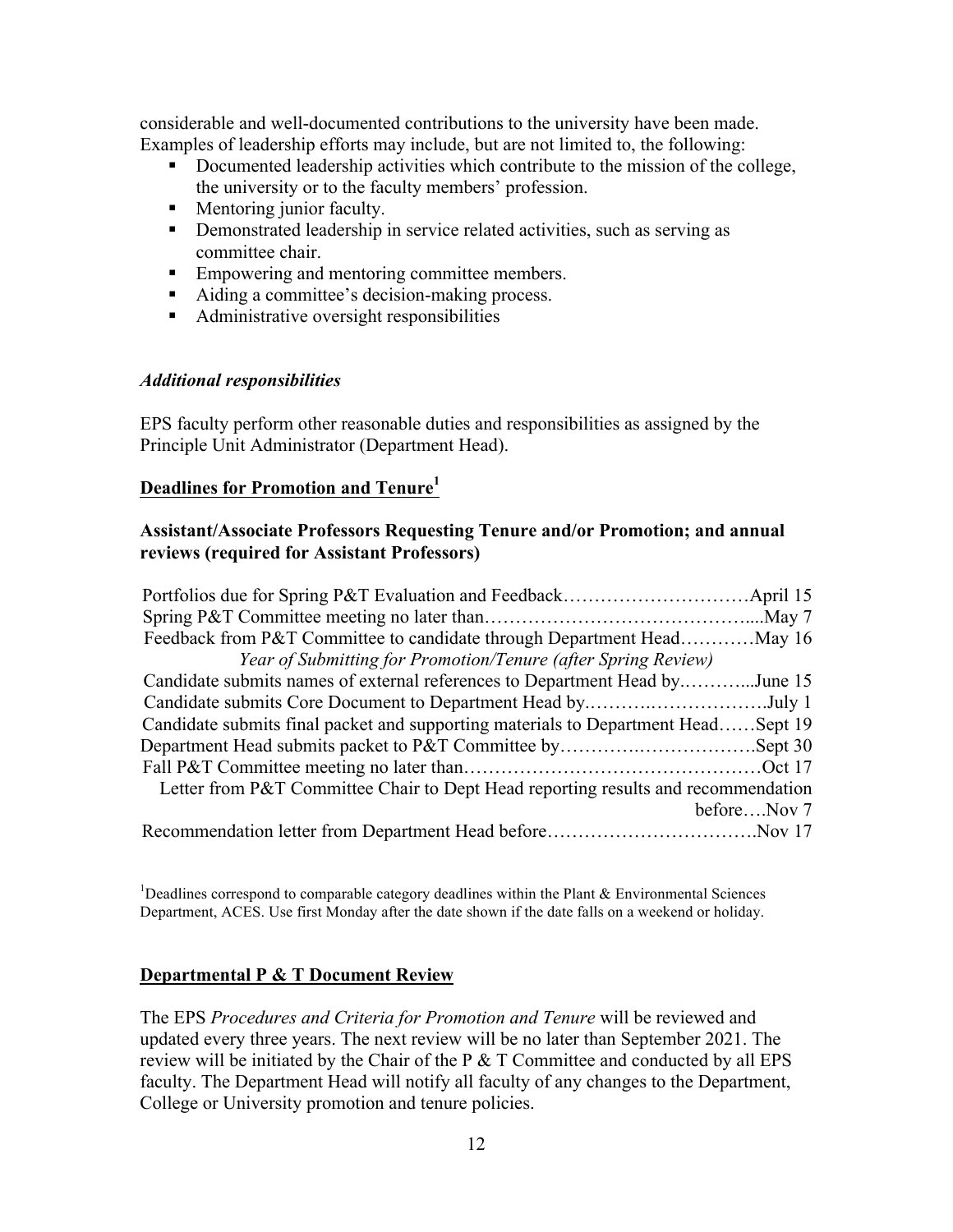considerable and well-documented contributions to the university have been made. Examples of leadership efforts may include, but are not limited to, the following:

- Documented leadership activities which contribute to the mission of the college, the university or to the faculty members' profession.
- Mentoring junior faculty.
- Demonstrated leadership in service related activities, such as serving as committee chair.
- Empowering and mentoring committee members.
- Aiding a committee's decision-making process.
- Administrative oversight responsibilities

### *Additional responsibilities*

EPS faculty perform other reasonable duties and responsibilities as assigned by the Principle Unit Administrator (Department Head).

## Deadlines for Promotion and Tenure[1]

### Assistant/Associate Professors Requesting Tenure and/or Promotion; and annual reviews (required for Assistant Professors)

Portfolios due for Spring P&T Evaluation and Feedback…………………………April 15
Spring P&T Committee meeting no later than……………………………………....May 7
Feedback from P&T Committee to candidate through Department Head…………May 16

*Year of Submitting for Promotion/Tenure (after Spring Review)*

Candidate submits names of external references to Department Head by.………...June 15
Candidate submits Core Document to Department Head by.……….……………….July 1
Candidate submits final packet and supporting materials to Department Head……Sept 19
Department Head submits packet to P&T Committee by…………..……………….Sept 30
Fall P&T Committee meeting no later than…………………………………………Oct 17
Letter from P&T Committee Chair to Dept Head reporting results and recommendation before….Nov 7
Recommendation letter from Department Head before…………………………….Nov 17

[1]Deadlines correspond to comparable category deadlines within the Plant & Environmental Sciences Department, ACES. Use first Monday after the date shown if the date falls on a weekend or holiday.

## Departmental P & T Document Review

The EPS *Procedures and Criteria for Promotion and Tenure* will be reviewed and updated every three years. The next review will be no later than September 2021. The review will be initiated by the Chair of the P & T Committee and conducted by all EPS faculty. The Department Head will notify all faculty of any changes to the Department, College or University promotion and tenure policies.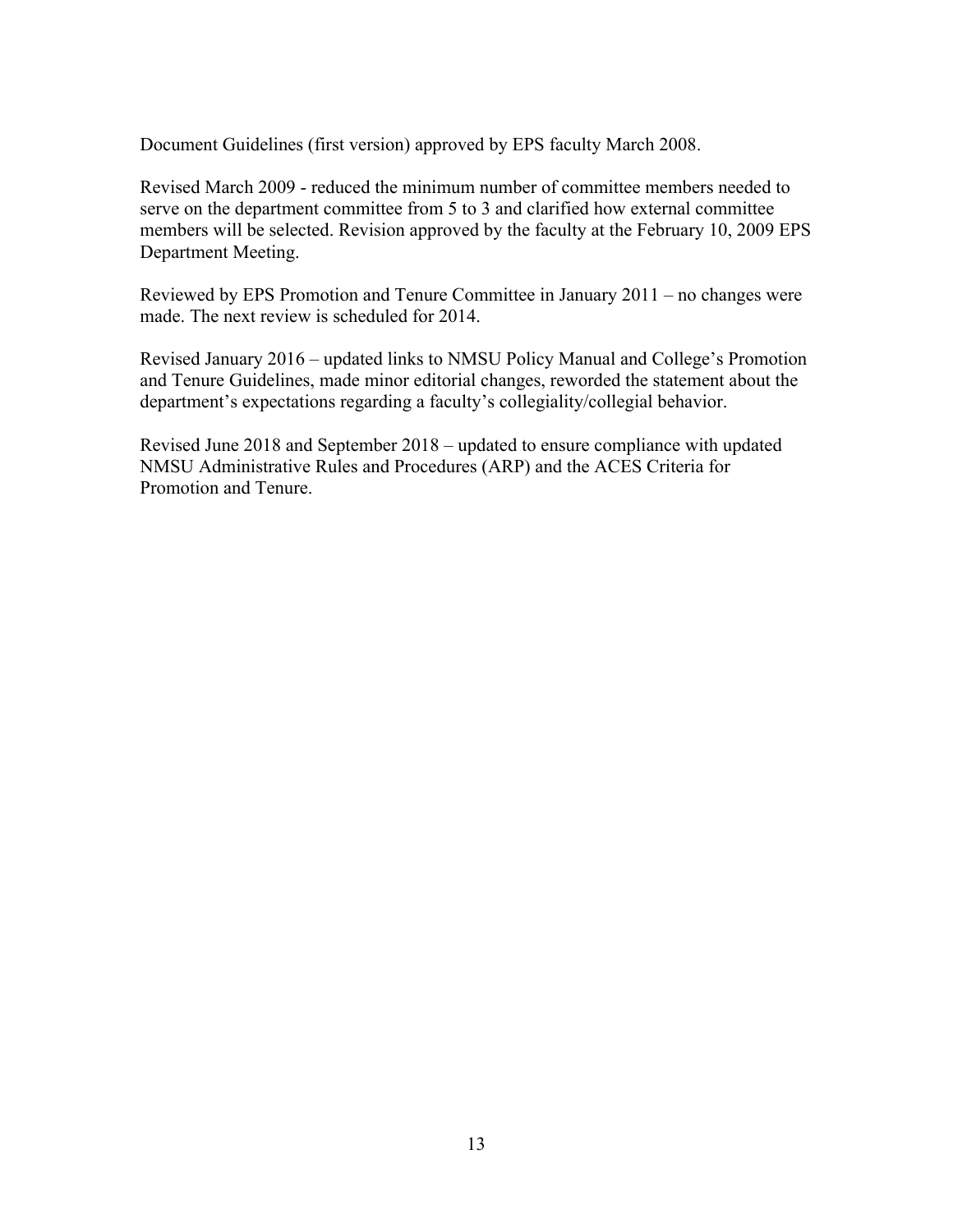Document Guidelines (first version) approved by EPS faculty March 2008.

Revised March 2009 - reduced the minimum number of committee members needed to serve on the department committee from 5 to 3 and clarified how external committee members will be selected. Revision approved by the faculty at the February 10, 2009 EPS Department Meeting.

Reviewed by EPS Promotion and Tenure Committee in January 2011 – no changes were made. The next review is scheduled for 2014.

Revised January 2016 – updated links to NMSU Policy Manual and College's Promotion and Tenure Guidelines, made minor editorial changes, reworded the statement about the department's expectations regarding a faculty's collegiality/collegial behavior.

Revised June 2018 and September 2018 – updated to ensure compliance with updated NMSU Administrative Rules and Procedures (ARP) and the ACES Criteria for Promotion and Tenure.